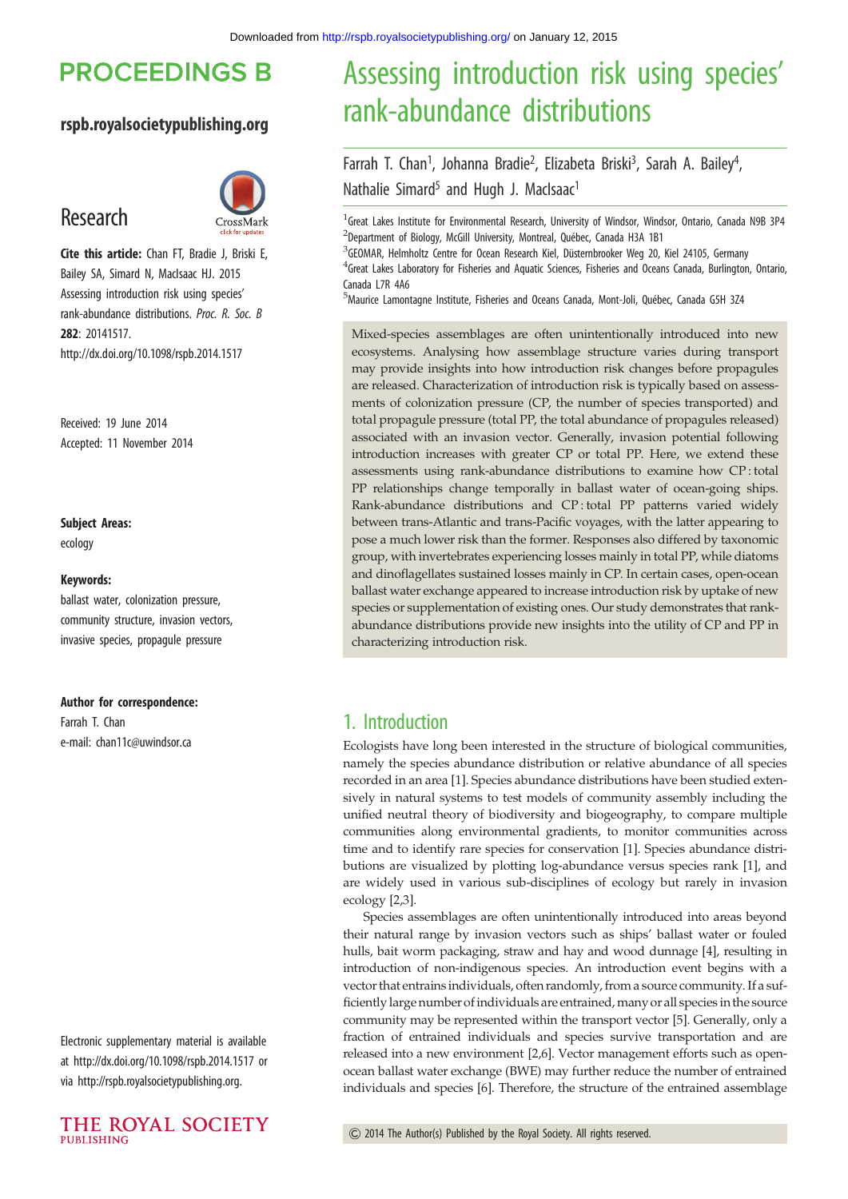# Assessing introduction risk using species' rank-abundance distributions

Farrah T. Chan[1], Johanna Bradie[2], Elizabeta Briski[3], Sarah A. Bailey[4], Nathalie Simard[5] and Hugh J. MacIsaac[1]

[1]Great Lakes Institute for Environmental Research, University of Windsor, Windsor, Ontario, Canada N9B 3P4
[2]Department of Biology, McGill University, Montreal, Québec, Canada H3A 1B1
[3]GEOMAR, Helmholtz Centre for Ocean Research Kiel, Düsternbrooker Weg 20, Kiel 24105, Germany
[4]Great Lakes Laboratory for Fisheries and Aquatic Sciences, Fisheries and Oceans Canada, Burlington, Ontario, Canada L7R 4A6
[5]Maurice Lamontagne Institute, Fisheries and Oceans Canada, Mont-Joli, Québec, Canada G5H 3Z4

**PROCEEDINGS B**

rspb.royalsocietypublishing.org

Research

**Cite this article:** Chan FT, Bradie J, Briski E, Bailey SA, Simard N, MacIsaac HJ. 2015 Assessing introduction risk using species' rank-abundance distributions. *Proc. R. Soc. B* **282**: 20141517. http://dx.doi.org/10.1098/rspb.2014.1517

Received: 19 June 2014
Accepted: 11 November 2014

**Subject Areas:**
ecology

**Keywords:**
ballast water, colonization pressure, community structure, invasion vectors, invasive species, propagule pressure

**Author for correspondence:**
Farrah T. Chan
e-mail: chan11c@uwindsor.ca

Electronic supplementary material is available at http://dx.doi.org/10.1098/rspb.2014.1517 or via http://rspb.royalsocietypublishing.org.

Mixed-species assemblages are often unintentionally introduced into new ecosystems. Analysing how assemblage structure varies during transport may provide insights into how introduction risk changes before propagules are released. Characterization of introduction risk is typically based on assessments of colonization pressure (CP, the number of species transported) and total propagule pressure (total PP, the total abundance of propagules released) associated with an invasion vector. Generally, invasion potential following introduction increases with greater CP or total PP. Here, we extend these assessments using rank-abundance distributions to examine how CP : total PP relationships change temporally in ballast water of ocean-going ships. Rank-abundance distributions and CP : total PP patterns varied widely between trans-Atlantic and trans-Pacific voyages, with the latter appearing to pose a much lower risk than the former. Responses also differed by taxonomic group, with invertebrates experiencing losses mainly in total PP, while diatoms and dinoflagellates sustained losses mainly in CP. In certain cases, open-ocean ballast water exchange appeared to increase introduction risk by uptake of new species or supplementation of existing ones. Our study demonstrates that rank-abundance distributions provide new insights into the utility of CP and PP in characterizing introduction risk.

## 1. Introduction

Ecologists have long been interested in the structure of biological communities, namely the species abundance distribution or relative abundance of all species recorded in an area [1]. Species abundance distributions have been studied extensively in natural systems to test models of community assembly including the unified neutral theory of biodiversity and biogeography, to compare multiple communities along environmental gradients, to monitor communities across time and to identify rare species for conservation [1]. Species abundance distributions are visualized by plotting log-abundance versus species rank [1], and are widely used in various sub-disciplines of ecology but rarely in invasion ecology [2,3].

Species assemblages are often unintentionally introduced into areas beyond their natural range by invasion vectors such as ships' ballast water or fouled hulls, bait worm packaging, straw and hay and wood dunnage [4], resulting in introduction of non-indigenous species. An introduction event begins with a vector that entrains individuals, often randomly, from a source community. If a sufficiently large number of individuals are entrained, many or all species in the source community may be represented within the transport vector [5]. Generally, only a fraction of entrained individuals and species survive transportation and are released into a new environment [2,6]. Vector management efforts such as open-ocean ballast water exchange (BWE) may further reduce the number of entrained individuals and species [6]. Therefore, the structure of the entrained assemblage

© 2014 The Author(s) Published by the Royal Society. All rights reserved.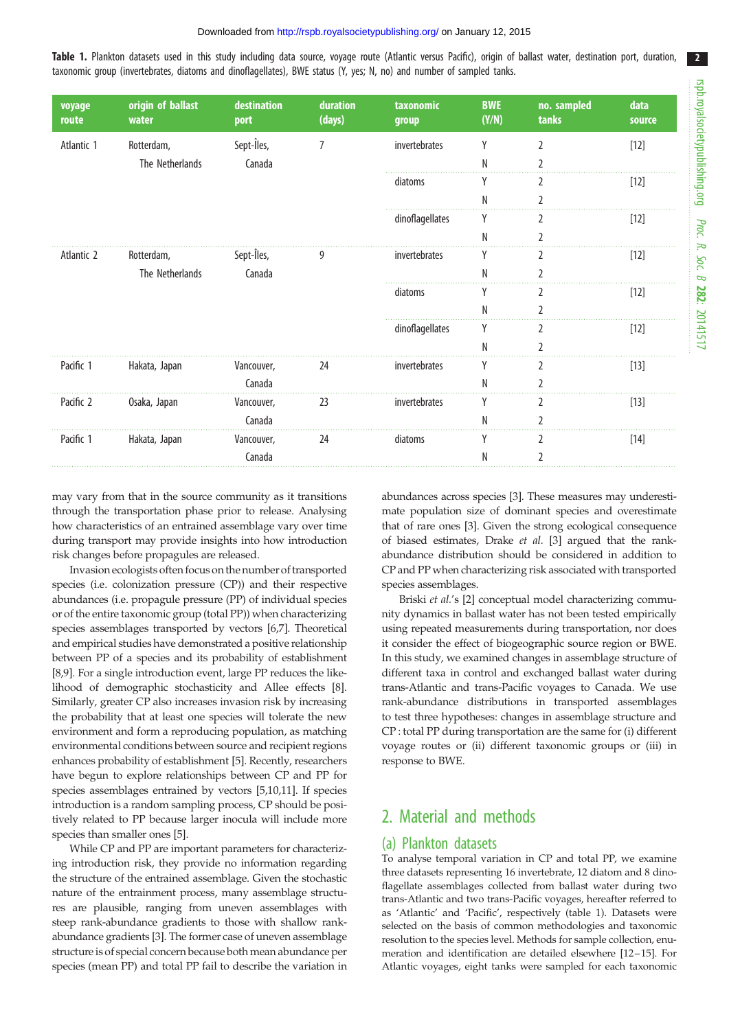**Table 1.** Plankton datasets used in this study including data source, voyage route (Atlantic versus Pacific), origin of ballast water, destination port, duration, taxonomic group (invertebrates, diatoms and dinoflagellates), BWE status (Y, yes; N, no) and number of sampled tanks.

| voyage route | origin of ballast water | destination port | duration (days) | taxonomic group | BWE (Y/N) | no. sampled tanks | data source |
|---|---|---|---|---|---|---|---|
| Atlantic 1 | Rotterdam, The Netherlands | Sept-Îles, Canada | 7 | invertebrates | Y | 2 | [12] |
| | | | | | N | 2 | |
| | | | | diatoms | Y | 2 | [12] |
| | | | | | N | 2 | |
| | | | | dinoflagellates | Y | 2 | [12] |
| | | | | | N | 2 | |
| Atlantic 2 | Rotterdam, The Netherlands | Sept-Îles, Canada | 9 | invertebrates | Y | 2 | [12] |
| | | | | | N | 2 | |
| | | | | diatoms | Y | 2 | [12] |
| | | | | | N | 2 | |
| | | | | dinoflagellates | Y | 2 | [12] |
| | | | | | N | 2 | |
| Pacific 1 | Hakata, Japan | Vancouver, Canada | 24 | invertebrates | Y | 2 | [13] |
| | | | | | N | 2 | |
| Pacific 2 | Osaka, Japan | Vancouver, Canada | 23 | invertebrates | Y | 2 | [13] |
| | | | | | N | 2 | |
| Pacific 1 | Hakata, Japan | Vancouver, Canada | 24 | diatoms | Y | 2 | [14] |
| | | | | | N | 2 | |

may vary from that in the source community as it transitions through the transportation phase prior to release. Analysing how characteristics of an entrained assemblage vary over time during transport may provide insights into how introduction risk changes before propagules are released.

Invasion ecologists often focus on the number of transported species (i.e. colonization pressure (CP)) and their respective abundances (i.e. propagule pressure (PP) of individual species or of the entire taxonomic group (total PP)) when characterizing species assemblages transported by vectors [6,7]. Theoretical and empirical studies have demonstrated a positive relationship between PP of a species and its probability of establishment [8,9]. For a single introduction event, large PP reduces the likelihood of demographic stochasticity and Allee effects [8]. Similarly, greater CP also increases invasion risk by increasing the probability that at least one species will tolerate the new environment and form a reproducing population, as matching environmental conditions between source and recipient regions enhances probability of establishment [5]. Recently, researchers have begun to explore relationships between CP and PP for species assemblages entrained by vectors [5,10,11]. If species introduction is a random sampling process, CP should be positively related to PP because larger inocula will include more species than smaller ones [5].

While CP and PP are important parameters for characterizing introduction risk, they provide no information regarding the structure of the entrained assemblage. Given the stochastic nature of the entrainment process, many assemblage structures are plausible, ranging from uneven assemblages with steep rank-abundance gradients to those with shallow rank-abundance gradients [3]. The former case of uneven assemblage structure is of special concern because both mean abundance per species (mean PP) and total PP fail to describe the variation in abundances across species [3]. These measures may underestimate population size of dominant species and overestimate that of rare ones [3]. Given the strong ecological consequence of biased estimates, Drake *et al.* [3] argued that the rank-abundance distribution should be considered in addition to CP and PP when characterizing risk associated with transported species assemblages.

Briski *et al.*'s [2] conceptual model characterizing community dynamics in ballast water has not been tested empirically using repeated measurements during transportation, nor does it consider the effect of biogeographic source region or BWE. In this study, we examined changes in assemblage structure of different taxa in control and exchanged ballast water during trans-Atlantic and trans-Pacific voyages to Canada. We use rank-abundance distributions in transported assemblages to test three hypotheses: changes in assemblage structure and CP : total PP during transportation are the same for (i) different voyage routes or (ii) different taxonomic groups or (iii) in response to BWE.

## 2. Material and methods

### (a) Plankton datasets

To analyse temporal variation in CP and total PP, we examine three datasets representing 16 invertebrate, 12 diatom and 8 dinoflagellate assemblages collected from ballast water during two trans-Atlantic and two trans-Pacific voyages, hereafter referred to as 'Atlantic' and 'Pacific', respectively (table 1). Datasets were selected on the basis of common methodologies and taxonomic resolution to the species level. Methods for sample collection, enumeration and identification are detailed elsewhere [12–15]. For Atlantic voyages, eight tanks were sampled for each taxonomic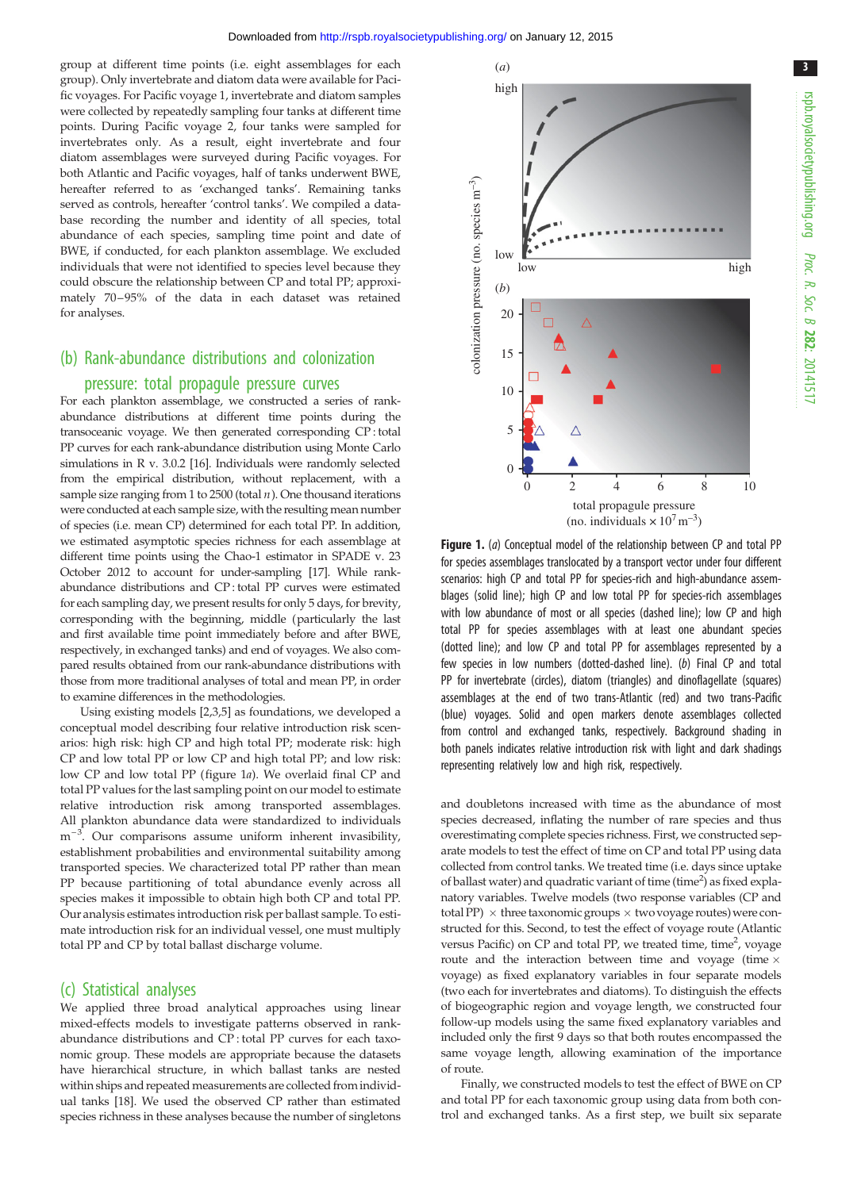group at different time points (i.e. eight assemblages for each group). Only invertebrate and diatom data were available for Pacific voyages. For Pacific voyage 1, invertebrate and diatom samples were collected by repeatedly sampling four tanks at different time points. During Pacific voyage 2, four tanks were sampled for invertebrates only. As a result, eight invertebrate and four diatom assemblages were surveyed during Pacific voyages. For both Atlantic and Pacific voyages, half of tanks underwent BWE, hereafter referred to as 'exchanged tanks'. Remaining tanks served as controls, hereafter 'control tanks'. We compiled a database recording the number and identity of all species, total abundance of each species, sampling time point and date of BWE, if conducted, for each plankton assemblage. We excluded individuals that were not identified to species level because they could obscure the relationship between CP and total PP; approximately 70–95% of the data in each dataset was retained for analyses.

## (b) Rank-abundance distributions and colonization pressure: total propagule pressure curves

For each plankton assemblage, we constructed a series of rank-abundance distributions at different time points during the transoceanic voyage. We then generated corresponding CP : total PP curves for each rank-abundance distribution using Monte Carlo simulations in R v. 3.0.2 [16]. Individuals were randomly selected from the empirical distribution, without replacement, with a sample size ranging from 1 to 2500 (total $n$). One thousand iterations were conducted at each sample size, with the resulting mean number of species (i.e. mean CP) determined for each total PP. In addition, we estimated asymptotic species richness for each assemblage at different time points using the Chao-1 estimator in SPADE v. 23 October 2012 to account for under-sampling [17]. While rank-abundance distributions and CP : total PP curves were estimated for each sampling day, we present results for only 5 days, for brevity, corresponding with the beginning, middle (particularly the last and first available time point immediately before and after BWE, respectively, in exchanged tanks) and end of voyages. We also compared results obtained from our rank-abundance distributions with those from more traditional analyses of total and mean PP, in order to examine differences in the methodologies.

Using existing models [2,3,5] as foundations, we developed a conceptual model describing four relative introduction risk scenarios: high risk: high CP and high total PP; moderate risk: high CP and low total PP or low CP and high total PP; and low risk: low CP and low total PP (figure 1*a*). We overlaid final CP and total PP values for the last sampling point on our model to estimate relative introduction risk among transported assemblages. All plankton abundance data were standardized to individuals $m^{-3}$. Our comparisons assume uniform inherent invasibility, establishment probabilities and environmental suitability among transported species. We characterized total PP rather than mean PP because partitioning of total abundance evenly across all species makes it impossible to obtain high both CP and total PP. Our analysis estimates introduction risk per ballast sample. To estimate introduction risk for an individual vessel, one must multiply total PP and CP by total ballast discharge volume.

## (c) Statistical analyses

We applied three broad analytical approaches using linear mixed-effects models to investigate patterns observed in rank-abundance distributions and CP : total PP curves for each taxonomic group. These models are appropriate because the datasets have hierarchical structure, in which ballast tanks are nested within ships and repeated measurements are collected from individual tanks [18]. We used the observed CP rather than estimated species richness in these analyses because the number of singletons and doubletons increased with time as the abundance of most species decreased, inflating the number of rare species and thus overestimating complete species richness. First, we constructed separate models to test the effect of time on CP and total PP using data collected from control tanks. We treated time (i.e. days since uptake of ballast water) and quadratic variant of time ($time^2$) as fixed explanatory variables. Twelve models (two response variables (CP and total PP) × three taxonomic groups × two voyage routes) were constructed for this. Second, to test the effect of voyage route (Atlantic versus Pacific) on CP and total PP, we treated time, $time^2$, voyage route and the interaction between time and voyage (time × voyage) as fixed explanatory variables in four separate models (two each for invertebrates and diatoms). To distinguish the effects of biogeographic region and voyage length, we constructed four follow-up models using the same fixed explanatory variables and included only the first 9 days so that both routes encompassed the same voyage length, allowing examination of the importance of route.

Finally, we constructed models to test the effect of BWE on CP and total PP for each taxonomic group using data from both control and exchanged tanks. As a first step, we built six separate

**Figure 1.** (*a*) Conceptual model of the relationship between CP and total PP for species assemblages translocated by a transport vector under four different scenarios: high CP and total PP for species-rich and high-abundance assemblages (solid line); high CP and low total PP for species-rich assemblages with low abundance of most or all species (dashed line); low CP and high total PP for species assemblages with at least one abundant species (dotted line); and low CP and total PP for assemblages represented by a few species in low numbers (dotted-dashed line). (*b*) Final CP and total PP for invertebrate (circles), diatom (triangles) and dinoflagellate (squares) assemblages at the end of two trans-Atlantic (red) and two trans-Pacific (blue) voyages. Solid and open markers denote assemblages collected from control and exchanged tanks, respectively. Background shading in both panels indicates relative introduction risk with light and dark shadings representing relatively low and high risk, respectively.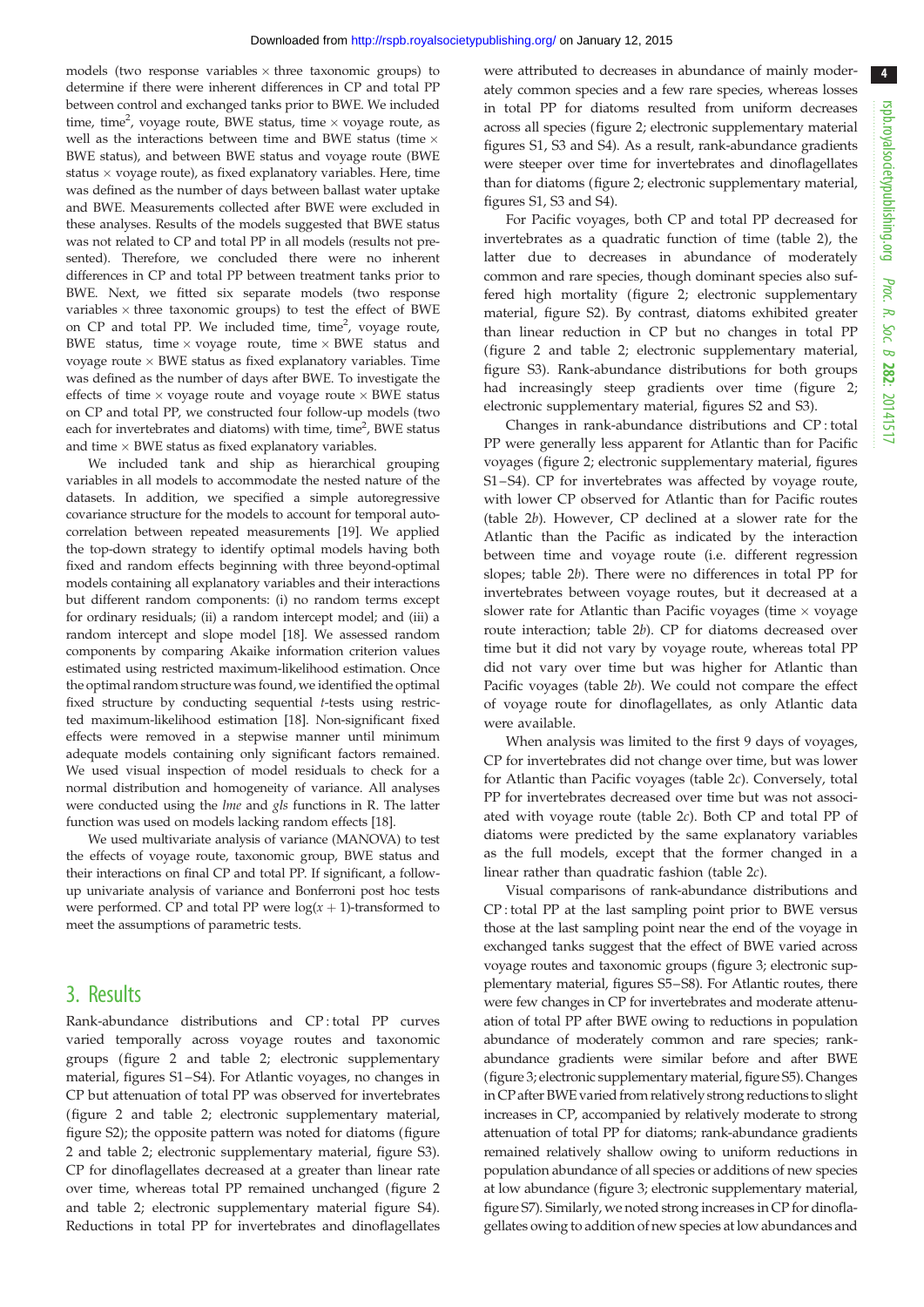models (two response variables × three taxonomic groups) to determine if there were inherent differences in CP and total PP between control and exchanged tanks prior to BWE. We included time, time$^2$, voyage route, BWE status, time × voyage route, as well as the interactions between time and BWE status (time × BWE status), and between BWE status and voyage route (BWE status × voyage route), as fixed explanatory variables. Here, time was defined as the number of days between ballast water uptake and BWE. Measurements collected after BWE were excluded in these analyses. Results of the models suggested that BWE status was not related to CP and total PP in all models (results not presented). Therefore, we concluded there were no inherent differences in CP and total PP between treatment tanks prior to BWE. Next, we fitted six separate models (two response variables × three taxonomic groups) to test the effect of BWE on CP and total PP. We included time, time$^2$, voyage route, BWE status, time × voyage route, time × BWE status and voyage route × BWE status as fixed explanatory variables. Time was defined as the number of days after BWE. To investigate the effects of time × voyage route and voyage route × BWE status on CP and total PP, we constructed four follow-up models (two each for invertebrates and diatoms) with time, time$^2$, BWE status and time × BWE status as fixed explanatory variables.

We included tank and ship as hierarchical grouping variables in all models to accommodate the nested nature of the datasets. In addition, we specified a simple autoregressive covariance structure for the models to account for temporal autocorrelation between repeated measurements [19]. We applied the top-down strategy to identify optimal models having both fixed and random effects beginning with three beyond-optimal models containing all explanatory variables and their interactions but different random components: (i) no random terms except for ordinary residuals; (ii) a random intercept model; and (iii) a random intercept and slope model [18]. We assessed random components by comparing Akaike information criterion values estimated using restricted maximum-likelihood estimation. Once the optimal random structure was found, we identified the optimal fixed structure by conducting sequential *t*-tests using restricted maximum-likelihood estimation [18]. Non-significant fixed effects were removed in a stepwise manner until minimum adequate models containing only significant factors remained. We used visual inspection of model residuals to check for a normal distribution and homogeneity of variance. All analyses were conducted using the *lme* and *gls* functions in R. The latter function was used on models lacking random effects [18].

We used multivariate analysis of variance (MANOVA) to test the effects of voyage route, taxonomic group, BWE status and their interactions on final CP and total PP. If significant, a follow-up univariate analysis of variance and Bonferroni post hoc tests were performed. CP and total PP were log($x$ + 1)-transformed to meet the assumptions of parametric tests.

## 3. Results

Rank-abundance distributions and CP : total PP curves varied temporally across voyage routes and taxonomic groups (figure 2 and table 2; electronic supplementary material, figures S1–S4). For Atlantic voyages, no changes in CP but attenuation of total PP was observed for invertebrates (figure 2 and table 2; electronic supplementary material, figure S2); the opposite pattern was noted for diatoms (figure 2 and table 2; electronic supplementary material, figure S3). CP for dinoflagellates decreased at a greater than linear rate over time, whereas total PP remained unchanged (figure 2 and table 2; electronic supplementary material figure S4). Reductions in total PP for invertebrates and dinoflagellates were attributed to decreases in abundance of mainly moderately common species and a few rare species, whereas losses in total PP for diatoms resulted from uniform decreases across all species (figure 2; electronic supplementary material figures S1, S3 and S4). As a result, rank-abundance gradients were steeper over time for invertebrates and dinoflagellates than for diatoms (figure 2; electronic supplementary material, figures S1, S3 and S4).

For Pacific voyages, both CP and total PP decreased for invertebrates as a quadratic function of time (table 2), the latter due to decreases in abundance of moderately common and rare species, though dominant species also suffered high mortality (figure 2; electronic supplementary material, figure S2). By contrast, diatoms exhibited greater than linear reduction in CP but no changes in total PP (figure 2 and table 2; electronic supplementary material, figure S3). Rank-abundance distributions for both groups had increasingly steep gradients over time (figure 2; electronic supplementary material, figures S2 and S3).

Changes in rank-abundance distributions and CP : total PP were generally less apparent for Atlantic than for Pacific voyages (figure 2; electronic supplementary material, figures S1–S4). CP for invertebrates was affected by voyage route, with lower CP observed for Atlantic than for Pacific routes (table 2*b*). However, CP declined at a slower rate for the Atlantic than the Pacific as indicated by the interaction between time and voyage route (i.e. different regression slopes; table 2*b*). There were no differences in total PP for invertebrates between voyage routes, but it decreased at a slower rate for Atlantic than Pacific voyages (time × voyage route interaction; table 2*b*). CP for diatoms decreased over time but it did not vary by voyage route, whereas total PP did not vary over time but was higher for Atlantic than Pacific voyages (table 2*b*). We could not compare the effect of voyage route for dinoflagellates, as only Atlantic data were available.

When analysis was limited to the first 9 days of voyages, CP for invertebrates did not change over time, but was lower for Atlantic than Pacific voyages (table 2*c*). Conversely, total PP for invertebrates decreased over time but was not associated with voyage route (table 2*c*). Both CP and total PP of diatoms were predicted by the same explanatory variables as the full models, except that the former changed in a linear rather than quadratic fashion (table 2*c*).

Visual comparisons of rank-abundance distributions and CP : total PP at the last sampling point prior to BWE versus those at the last sampling point near the end of the voyage in exchanged tanks suggest that the effect of BWE varied across voyage routes and taxonomic groups (figure 3; electronic supplementary material, figures S5–S8). For Atlantic routes, there were few changes in CP for invertebrates and moderate attenuation of total PP after BWE owing to reductions in population abundance of moderately common and rare species; rank-abundance gradients were similar before and after BWE (figure 3; electronic supplementary material, figure S5). Changes in CP after BWE varied from relatively strong reductions to slight increases in CP, accompanied by relatively moderate to strong attenuation of total PP for diatoms; rank-abundance gradients remained relatively shallow owing to uniform reductions in population abundance of all species or additions of new species at low abundance (figure 3; electronic supplementary material, figure S7). Similarly, we noted strong increases in CP for dinoflagellates owing to addition of new species at low abundances and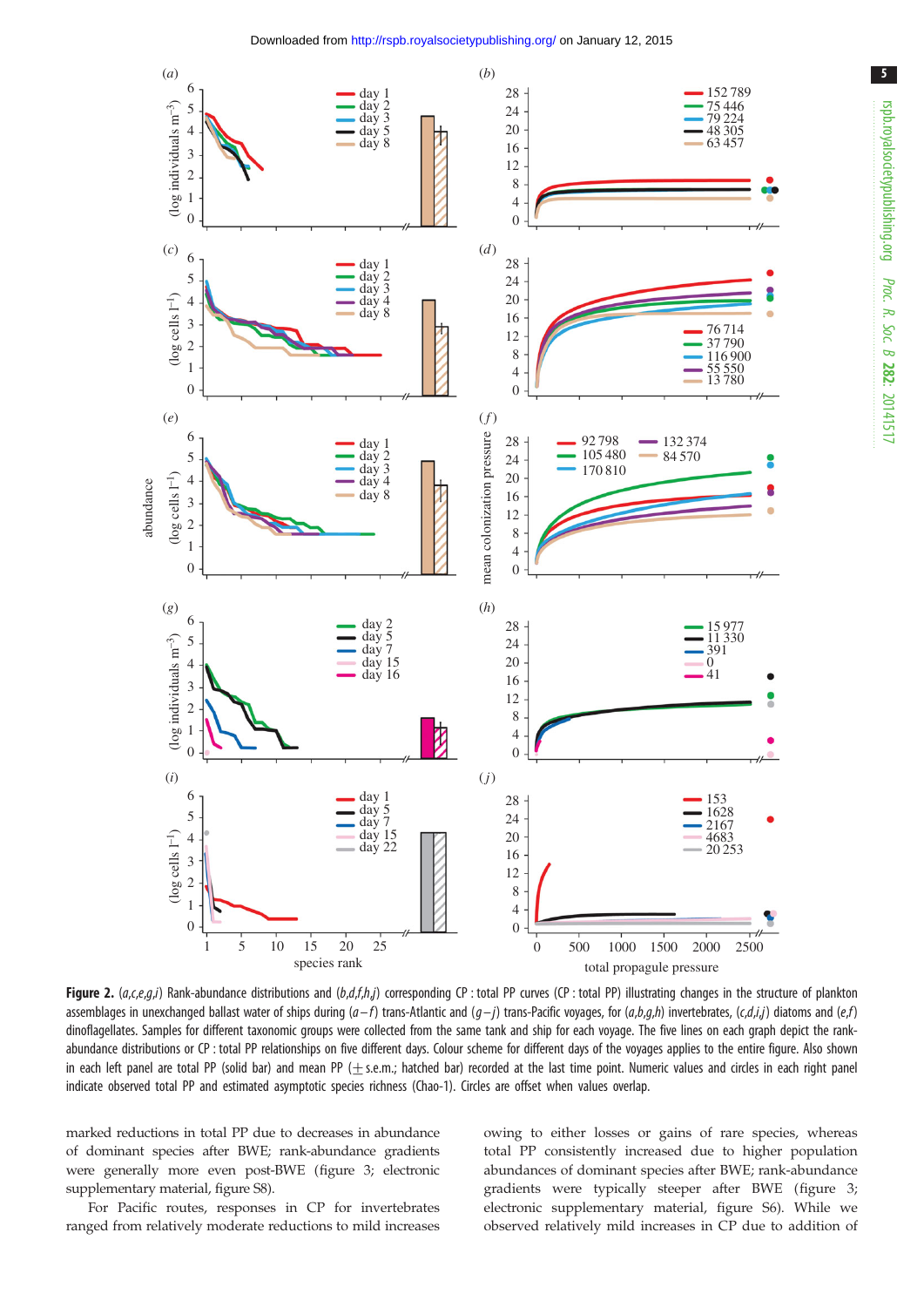**Figure 2.** (*a,c,e,g,i*) Rank-abundance distributions and (*b,d,f,h,j*) corresponding CP : total PP curves (CP : total PP) illustrating changes in the structure of plankton assemblages in unexchanged ballast water of ships during (*a–f*) trans-Atlantic and (*g–j*) trans-Pacific voyages, for (*a,b,g,h*) invertebrates, (*c,d,i,j*) diatoms and (*e,f*) dinoflagellates. Samples for different taxonomic groups were collected from the same tank and ship for each voyage. The five lines on each graph depict the rank-abundance distributions or CP : total PP relationships on five different days. Colour scheme for different days of the voyages applies to the entire figure. Also shown in each left panel are total PP (solid bar) and mean PP (± s.e.m.; hatched bar) recorded at the last time point. Numeric values and circles in each right panel indicate observed total PP and estimated asymptotic species richness (Chao-1). Circles are offset when values overlap.

marked reductions in total PP due to decreases in abundance of dominant species after BWE; rank-abundance gradients were generally more even post-BWE (figure 3; electronic supplementary material, figure S8).

For Pacific routes, responses in CP for invertebrates ranged from relatively moderate reductions to mild increases owing to either losses or gains of rare species, whereas total PP consistently increased due to higher population abundances of dominant species after BWE; rank-abundance gradients were typically steeper after BWE (figure 3; electronic supplementary material, figure S6). While we observed relatively mild increases in CP due to addition of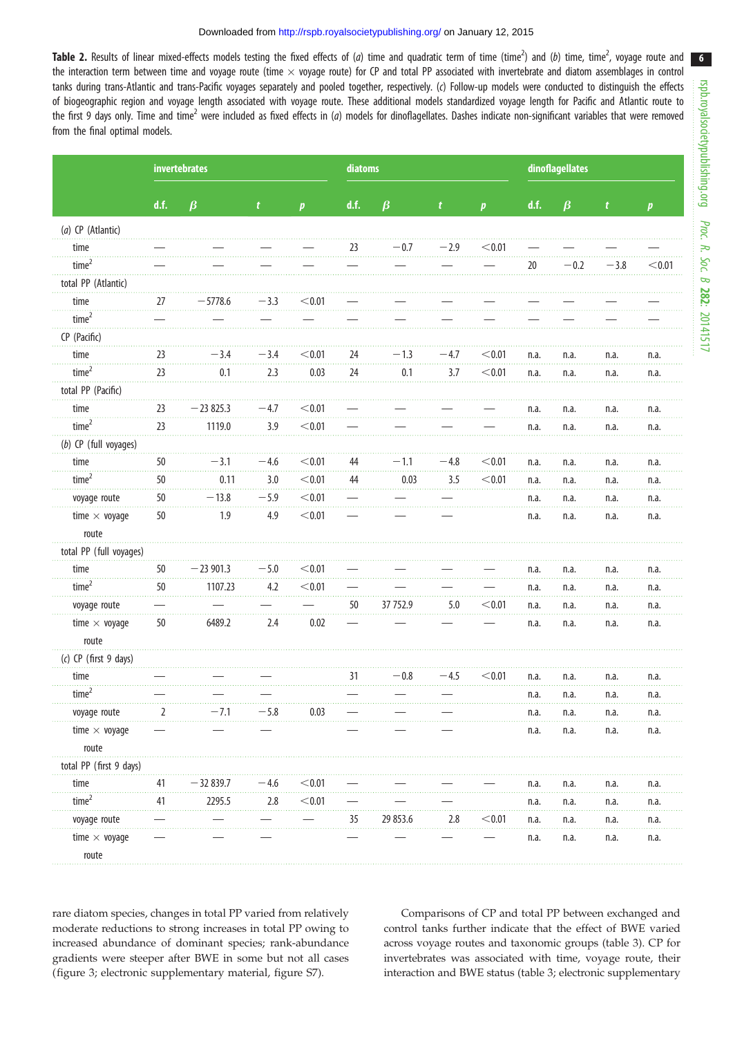**Table 2.** Results of linear mixed-effects models testing the fixed effects of (*a*) time and quadratic term of time ($time^2$) and (*b*) time, $time^2$, voyage route and the interaction term between time and voyage route (time × voyage route) for CP and total PP associated with invertebrate and diatom assemblages in control tanks during trans-Atlantic and trans-Pacific voyages separately and pooled together, respectively. (*c*) Follow-up models were conducted to distinguish the effects of biogeographic region and voyage length associated with voyage route. These additional models standardized voyage length for Pacific and Atlantic route to the first 9 days only. Time and $time^2$ were included as fixed effects in (*a*) models for dinoflagellates. Dashes indicate non-significant variables that were removed from the final optimal models.

| | invertebrates | | | | diatoms | | | | dinoflagellates | | | |
|---|---|---|---|---|---|---|---|---|---|---|---|---|
| | d.f. | $\beta$ | $t$ | $p$ | d.f. | $\beta$ | $t$ | $p$ | d.f. | $\beta$ | $t$ | $p$ |
| (*a*) CP (Atlantic) | | | | | | | | | | | | |
| time | — | — | — | — | 23 | −0.7 | −2.9 | <0.01 | — | — | — | — |
| $time^2$ | — | — | — | — | — | — | — | — | 20 | −0.2 | −3.8 | <0.01 |
| total PP (Atlantic) | | | | | | | | | | | | |
| time | 27 | −5778.6 | −3.3 | <0.01 | — | — | — | — | — | — | — | — |
| $time^2$ | — | — | — | — | — | — | — | — | — | — | — | — |
| CP (Pacific) | | | | | | | | | | | | |
| time | 23 | −3.4 | −3.4 | <0.01 | 24 | −1.3 | −4.7 | <0.01 | n.a. | n.a. | n.a. | n.a. |
| $time^2$ | 23 | 0.1 | 2.3 | 0.03 | 24 | 0.1 | 3.7 | <0.01 | n.a. | n.a. | n.a. | n.a. |
| total PP (Pacific) | | | | | | | | | | | | |
| time | 23 | −23 825.3 | −4.7 | <0.01 | — | — | — | — | n.a. | n.a. | n.a. | n.a. |
| $time^2$ | 23 | 1119.0 | 3.9 | <0.01 | — | — | — | — | n.a. | n.a. | n.a. | n.a. |
| (*b*) CP (full voyages) | | | | | | | | | | | | |
| time | 50 | −3.1 | −4.6 | <0.01 | 44 | −1.1 | −4.8 | <0.01 | n.a. | n.a. | n.a. | n.a. |
| $time^2$ | 50 | 0.11 | 3.0 | <0.01 | 44 | 0.03 | 3.5 | <0.01 | n.a. | n.a. | n.a. | n.a. |
| voyage route | 50 | −13.8 | −5.9 | <0.01 | — | — | — | | n.a. | n.a. | n.a. | n.a. |
| time × voyage route | 50 | 1.9 | 4.9 | <0.01 | — | — | — | | n.a. | n.a. | n.a. | n.a. |
| total PP (full voyages) | | | | | | | | | | | | |
| time | 50 | −23 901.3 | −5.0 | <0.01 | — | — | — | — | n.a. | n.a. | n.a. | n.a. |
| $time^2$ | 50 | 1107.23 | 4.2 | <0.01 | — | — | — | — | n.a. | n.a. | n.a. | n.a. |
| voyage route | — | — | — | — | 50 | 37 752.9 | 5.0 | <0.01 | n.a. | n.a. | n.a. | n.a. |
| time × voyage route | 50 | 6489.2 | 2.4 | 0.02 | — | — | — | — | n.a. | n.a. | n.a. | n.a. |
| (*c*) CP (first 9 days) | | | | | | | | | | | | |
| time | — | — | — | | 31 | −0.8 | −4.5 | <0.01 | n.a. | n.a. | n.a. | n.a. |
| $time^2$ | — | — | — | | — | — | — | | n.a. | n.a. | n.a. | n.a. |
| voyage route | 2 | −7.1 | −5.8 | 0.03 | — | — | — | | n.a. | n.a. | n.a. | n.a. |
| time × voyage route | — | — | — | | — | — | — | | n.a. | n.a. | n.a. | n.a. |
| total PP (first 9 days) | | | | | | | | | | | | |
| time | 41 | −32 839.7 | −4.6 | <0.01 | — | — | — | — | n.a. | n.a. | n.a. | n.a. |
| $time^2$ | 41 | 2295.5 | 2.8 | <0.01 | — | — | — | | n.a. | n.a. | n.a. | n.a. |
| voyage route | — | — | — | — | 35 | 29 853.6 | 2.8 | <0.01 | n.a. | n.a. | n.a. | n.a. |
| time × voyage route | — | — | — | — | — | — | — | — | n.a. | n.a. | n.a. | n.a. |

rare diatom species, changes in total PP varied from relatively moderate reductions to strong increases in total PP owing to increased abundance of dominant species; rank-abundance gradients were steeper after BWE in some but not all cases (figure 3; electronic supplementary material, figure S7).

Comparisons of CP and total PP between exchanged and control tanks further indicate that the effect of BWE varied across voyage routes and taxonomic groups (table 3). CP for invertebrates was associated with time, voyage route, their interaction and BWE status (table 3; electronic supplementary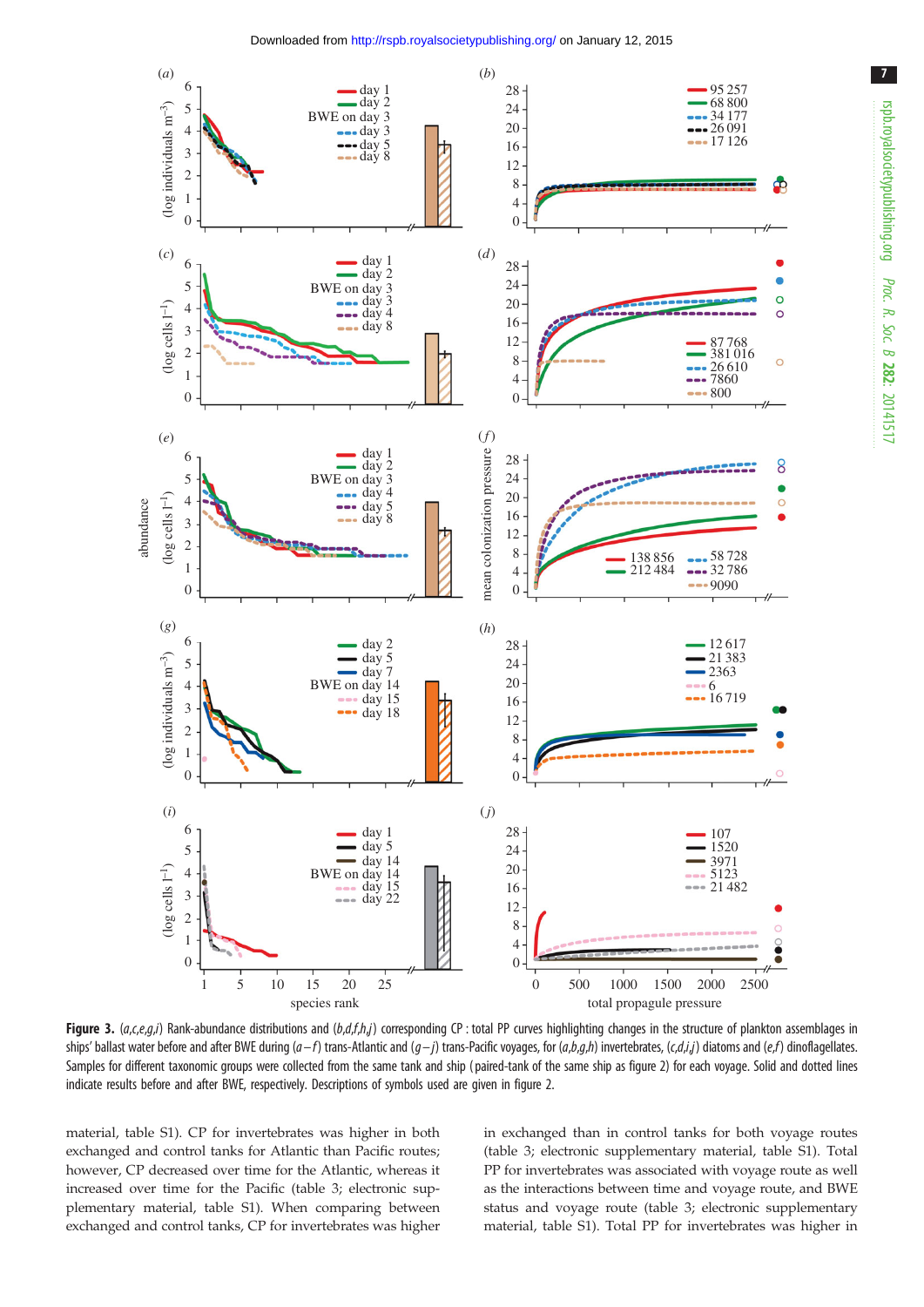**Figure 3.** (*a,c,e,g,i*) Rank-abundance distributions and (*b,d,f,h,j*) corresponding CP : total PP curves highlighting changes in the structure of plankton assemblages in ships' ballast water before and after BWE during (*a–f*) trans-Atlantic and (*g–j*) trans-Pacific voyages, for (*a,b,g,h*) invertebrates, (*c,d,i,j*) diatoms and (*e,f*) dinoflagellates. Samples for different taxonomic groups were collected from the same tank and ship (paired-tank of the same ship as figure 2) for each voyage. Solid and dotted lines indicate results before and after BWE, respectively. Descriptions of symbols used are given in figure 2.

material, table S1). CP for invertebrates was higher in both exchanged and control tanks for Atlantic than Pacific routes; however, CP decreased over time for the Atlantic, whereas it increased over time for the Pacific (table 3; electronic supplementary material, table S1). When comparing between exchanged and control tanks, CP for invertebrates was higher in exchanged than in control tanks for both voyage routes (table 3; electronic supplementary material, table S1). Total PP for invertebrates was associated with voyage route as well as the interactions between time and voyage route, and BWE status and voyage route (table 3; electronic supplementary material, table S1). Total PP for invertebrates was higher in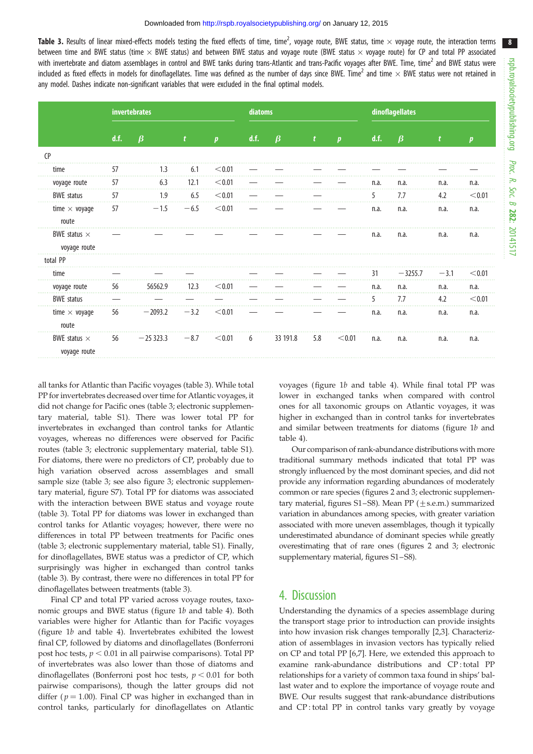**Table 3.** Results of linear mixed-effects models testing the fixed effects of time, time$^2$, voyage route, BWE status, time × voyage route, the interaction terms between time and BWE status (time × BWE status) and between BWE status and voyage route (BWE status × voyage route) for CP and total PP associated with invertebrate and diatom assemblages in control and BWE tanks during trans-Atlantic and trans-Pacific voyages after BWE. Time, time$^2$ and BWE status were included as fixed effects in models for dinoflagellates. Time was defined as the number of days since BWE. Time$^2$ and time × BWE status were not retained in any model. Dashes indicate non-significant variables that were excluded in the final optimal models.

| | invertebrates | | | | diatoms | | | | dinoflagellates | | | |
|---|---|---|---|---|---|---|---|---|---|---|---|---|
| | d.f. | $\beta$ | $t$ | $p$ | d.f. | $\beta$ | $t$ | $p$ | d.f. | $\beta$ | $t$ | $p$ |
| CP | | | | | | | | | | | | |
| time | 57 | 1.3 | 6.1 | <0.01 | — | — | — | — | — | — | — | — |
| voyage route | 57 | 6.3 | 12.1 | <0.01 | — | — | — | — | n.a. | n.a. | n.a. | n.a. |
| BWE status | 57 | 1.9 | 6.5 | <0.01 | — | — | — | — | 5 | 7.7 | 4.2 | <0.01 |
| time × voyage route | 57 | −1.5 | −6.5 | <0.01 | — | — | — | — | n.a. | n.a. | n.a. | n.a. |
| BWE status × voyage route | — | — | — | — | — | — | — | — | n.a. | n.a. | n.a. | n.a. |
| total PP | | | | | | | | | | | | |
| time | — | — | — | | — | — | — | — | 31 | −3255.7 | −3.1 | <0.01 |
| voyage route | 56 | 56562.9 | 12.3 | <0.01 | — | — | — | — | n.a. | n.a. | n.a. | n.a. |
| BWE status | — | — | — | — | — | — | — | — | 5 | 7.7 | 4.2 | <0.01 |
| time × voyage route | 56 | −2093.2 | −3.2 | <0.01 | — | — | — | — | n.a. | n.a. | n.a. | n.a. |
| BWE status × voyage route | 56 | −25 323.3 | −8.7 | <0.01 | 6 | 33 191.8 | 5.8 | <0.01 | n.a. | n.a. | n.a. | n.a. |

all tanks for Atlantic than Pacific voyages (table 3). While total PP for invertebrates decreased over time for Atlantic voyages, it did not change for Pacific ones (table 3; electronic supplementary material, table S1). There was lower total PP for invertebrates in exchanged than control tanks for Atlantic voyages, whereas no differences were observed for Pacific routes (table 3; electronic supplementary material, table S1). For diatoms, there were no predictors of CP, probably due to high variation observed across assemblages and small sample size (table 3; see also figure 3; electronic supplementary material, figure S7). Total PP for diatoms was associated with the interaction between BWE status and voyage route (table 3). Total PP for diatoms was lower in exchanged than control tanks for Atlantic voyages; however, there were no differences in total PP between treatments for Pacific ones (table 3; electronic supplementary material, table S1). Finally, for dinoflagellates, BWE status was a predictor of CP, which surprisingly was higher in exchanged than control tanks (table 3). By contrast, there were no differences in total PP for dinoflagellates between treatments (table 3).

Final CP and total PP varied across voyage routes, taxonomic groups and BWE status (figure 1*b* and table 4). Both variables were higher for Atlantic than for Pacific voyages (figure 1*b* and table 4). Invertebrates exhibited the lowest final CP, followed by diatoms and dinoflagellates (Bonferroni post hoc tests, $p < 0.01$ in all pairwise comparisons). Total PP of invertebrates was also lower than those of diatoms and dinoflagellates (Bonferroni post hoc tests, $p < 0.01$ for both pairwise comparisons), though the latter groups did not differ ($p = 1.00$). Final CP was higher in exchanged than in control tanks, particularly for dinoflagellates on Atlantic voyages (figure 1*b* and table 4). While final total PP was lower in exchanged tanks when compared with control ones for all taxonomic groups on Atlantic voyages, it was higher in exchanged than in control tanks for invertebrates and similar between treatments for diatoms (figure 1*b* and table 4).

Our comparison of rank-abundance distributions with more traditional summary methods indicated that total PP was strongly influenced by the most dominant species, and did not provide any information regarding abundances of moderately common or rare species (figures 2 and 3; electronic supplementary material, figures S1–S8). Mean PP (±s.e.m.) summarized variation in abundances among species, with greater variation associated with more uneven assemblages, though it typically underestimated abundance of dominant species while greatly overestimating that of rare ones (figures 2 and 3; electronic supplementary material, figures S1–S8).

## 4. Discussion

Understanding the dynamics of a species assemblage during the transport stage prior to introduction can provide insights into how invasion risk changes temporally [2,3]. Characterization of assemblages in invasion vectors has typically relied on CP and total PP [6,7]. Here, we extended this approach to examine rank-abundance distributions and CP : total PP relationships for a variety of common taxa found in ships' ballast water and to explore the importance of voyage route and BWE. Our results suggest that rank-abundance distributions and CP : total PP in control tanks vary greatly by voyage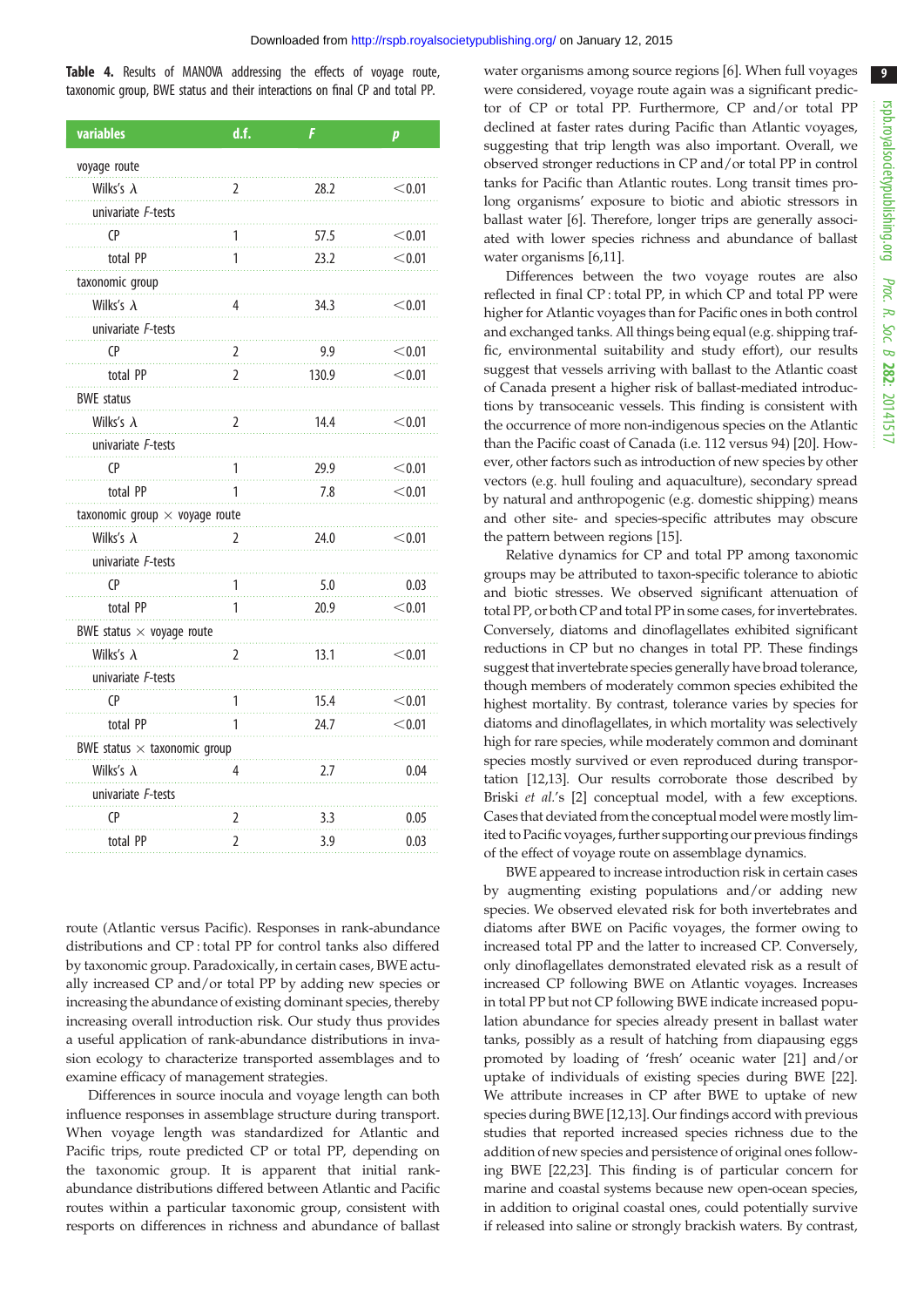**Table 4.** Results of MANOVA addressing the effects of voyage route, taxonomic group, BWE status and their interactions on final CP and total PP.

| variables | d.f. | $F$ | $p$ |
|---|---|---|---|
| voyage route | | | |
| Wilks's $\lambda$ | 2 | 28.2 | $<0.01$ |
| univariate $F$-tests | | | |
| CP | 1 | 57.5 | $<0.01$ |
| total PP | 1 | 23.2 | $<0.01$ |
| taxonomic group | | | |
| Wilks's $\lambda$ | 4 | 34.3 | $<0.01$ |
| univariate $F$-tests | | | |
| CP | 2 | 9.9 | $<0.01$ |
| total PP | 2 | 130.9 | $<0.01$ |
| BWE status | | | |
| Wilks's $\lambda$ | 2 | 14.4 | $<0.01$ |
| univariate $F$-tests | | | |
| CP | 1 | 29.9 | $<0.01$ |
| total PP | 1 | 7.8 | $<0.01$ |
| taxonomic group × voyage route | | | |
| Wilks's $\lambda$ | 2 | 24.0 | $<0.01$ |
| univariate $F$-tests | | | |
| CP | 1 | 5.0 | 0.03 |
| total PP | 1 | 20.9 | $<0.01$ |
| BWE status × voyage route | | | |
| Wilks's $\lambda$ | 2 | 13.1 | $<0.01$ |
| univariate $F$-tests | | | |
| CP | 1 | 15.4 | $<0.01$ |
| total PP | 1 | 24.7 | $<0.01$ |
| BWE status × taxonomic group | | | |
| Wilks's $\lambda$ | 4 | 2.7 | 0.04 |
| univariate $F$-tests | | | |
| CP | 2 | 3.3 | 0.05 |
| total PP | 2 | 3.9 | 0.03 |

route (Atlantic versus Pacific). Responses in rank-abundance distributions and CP : total PP for control tanks also differed by taxonomic group. Paradoxically, in certain cases, BWE actually increased CP and/or total PP by adding new species or increasing the abundance of existing dominant species, thereby increasing overall introduction risk. Our study thus provides a useful application of rank-abundance distributions in invasion ecology to characterize transported assemblages and to examine efficacy of management strategies.

Differences in source inocula and voyage length can both influence responses in assemblage structure during transport. When voyage length was standardized for Atlantic and Pacific trips, route predicted CP or total PP, depending on the taxonomic group. It is apparent that initial rank-abundance distributions differed between Atlantic and Pacific routes within a particular taxonomic group, consistent with resports on differences in richness and abundance of ballast water organisms among source regions [6]. When full voyages were considered, voyage route again was a significant predictor of CP or total PP. Furthermore, CP and/or total PP declined at faster rates during Pacific than Atlantic voyages, suggesting that trip length was also important. Overall, we observed stronger reductions in CP and/or total PP in control tanks for Pacific than Atlantic routes. Long transit times prolong organisms' exposure to biotic and abiotic stressors in ballast water [6]. Therefore, longer trips are generally associated with lower species richness and abundance of ballast water organisms [6,11].

Differences between the two voyage routes are also reflected in final CP : total PP, in which CP and total PP were higher for Atlantic voyages than for Pacific ones in both control and exchanged tanks. All things being equal (e.g. shipping traffic, environmental suitability and study effort), our results suggest that vessels arriving with ballast to the Atlantic coast of Canada present a higher risk of ballast-mediated introductions by transoceanic vessels. This finding is consistent with the occurrence of more non-indigenous species on the Atlantic than the Pacific coast of Canada (i.e. 112 versus 94) [20]. However, other factors such as introduction of new species by other vectors (e.g. hull fouling and aquaculture), secondary spread by natural and anthropogenic (e.g. domestic shipping) means and other site- and species-specific attributes may obscure the pattern between regions [15].

Relative dynamics for CP and total PP among taxonomic groups may be attributed to taxon-specific tolerance to abiotic and biotic stresses. We observed significant attenuation of total PP, or both CP and total PP in some cases, for invertebrates. Conversely, diatoms and dinoflagellates exhibited significant reductions in CP but no changes in total PP. These findings suggest that invertebrate species generally have broad tolerance, though members of moderately common species exhibited the highest mortality. By contrast, tolerance varies by species for diatoms and dinoflagellates, in which mortality was selectively high for rare species, while moderately common and dominant species mostly survived or even reproduced during transportation [12,13]. Our results corroborate those described by Briski *et al.*'s [2] conceptual model, with a few exceptions. Cases that deviated from the conceptual model were mostly limited to Pacific voyages, further supporting our previous findings of the effect of voyage route on assemblage dynamics.

BWE appeared to increase introduction risk in certain cases by augmenting existing populations and/or adding new species. We observed elevated risk for both invertebrates and diatoms after BWE on Pacific voyages, the former owing to increased total PP and the latter to increased CP. Conversely, only dinoflagellates demonstrated elevated risk as a result of increased CP following BWE on Atlantic voyages. Increases in total PP but not CP following BWE indicate increased population abundance for species already present in ballast water tanks, possibly as a result of hatching from diapausing eggs promoted by loading of 'fresh' oceanic water [21] and/or uptake of individuals of existing species during BWE [22]. We attribute increases in CP after BWE to uptake of new species during BWE [12,13]. Our findings accord with previous studies that reported increased species richness due to the addition of new species and persistence of original ones following BWE [22,23]. This finding is of particular concern for marine and coastal systems because new open-ocean species, in addition to original coastal ones, could potentially survive if released into saline or strongly brackish waters. By contrast,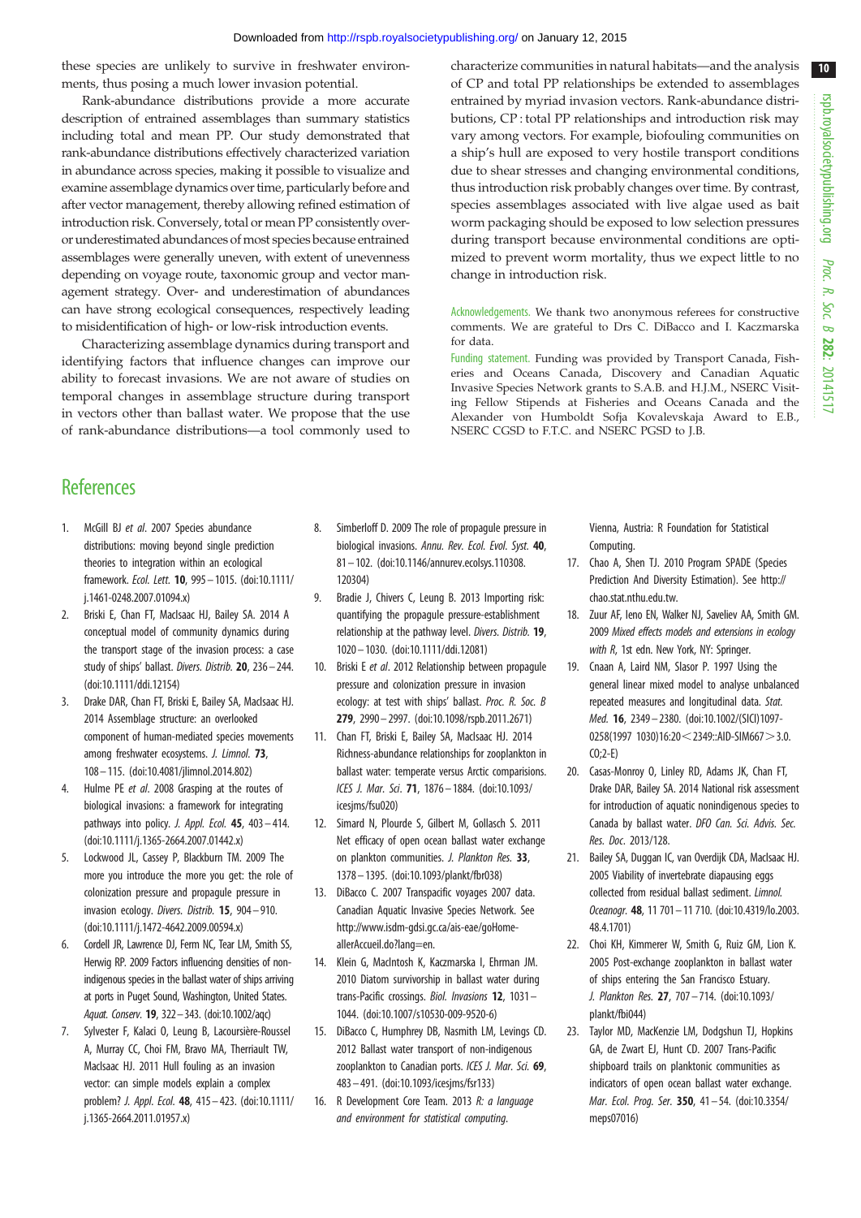these species are unlikely to survive in freshwater environments, thus posing a much lower invasion potential.

Rank-abundance distributions provide a more accurate description of entrained assemblages than summary statistics including total and mean PP. Our study demonstrated that rank-abundance distributions effectively characterized variation in abundance across species, making it possible to visualize and examine assemblage dynamics over time, particularly before and after vector management, thereby allowing refined estimation of introduction risk. Conversely, total or mean PP consistently over- or underestimated abundances of most species because entrained assemblages were generally uneven, with extent of unevenness depending on voyage route, taxonomic group and vector management strategy. Over- and underestimation of abundances can have strong ecological consequences, respectively leading to misidentification of high- or low-risk introduction events.

Characterizing assemblage dynamics during transport and identifying factors that influence changes can improve our ability to forecast invasions. We are not aware of studies on temporal changes in assemblage structure during transport in vectors other than ballast water. We propose that the use of rank-abundance distributions—a tool commonly used to characterize communities in natural habitats—and the analysis of CP and total PP relationships be extended to assemblages entrained by myriad invasion vectors. Rank-abundance distributions, CP : total PP relationships and introduction risk may vary among vectors. For example, biofouling communities on a ship's hull are exposed to very hostile transport conditions due to shear stresses and changing environmental conditions, thus introduction risk probably changes over time. By contrast, species assemblages associated with live algae used as bait worm packaging should be exposed to low selection pressures during transport because environmental conditions are optimized to prevent worm mortality, thus we expect little to no change in introduction risk.

Acknowledgements. We thank two anonymous referees for constructive comments. We are grateful to Drs C. DiBacco and I. Kaczmarska for data.

Funding statement. Funding was provided by Transport Canada, Fisheries and Oceans Canada, Discovery and Canadian Aquatic Invasive Species Network grants to S.A.B. and H.J.M., NSERC Visiting Fellow Stipends at Fisheries and Oceans Canada and the Alexander von Humboldt Sofja Kovalevskaja Award to E.B., NSERC CGSD to F.T.C. and NSERC PGSD to J.B.

## References

1. McGill BJ *et al*. 2007 Species abundance distributions: moving beyond single prediction theories to integration within an ecological framework. *Ecol. Lett.* **10**, 995–1015. (doi:10.1111/j.1461-0248.2007.01094.x)
2. Briski E, Chan FT, MacIsaac HJ, Bailey SA. 2014 A conceptual model of community dynamics during the transport stage of the invasion process: a case study of ships' ballast. *Divers. Distrib.* **20**, 236–244. (doi:10.1111/ddi.12154)
3. Drake DAR, Chan FT, Briski E, Bailey SA, MacIsaac HJ. 2014 Assemblage structure: an overlooked component of human-mediated species movements among freshwater ecosystems. *J. Limnol.* **73**, 108–115. (doi:10.4081/jlimnol.2014.802)
4. Hulme PE *et al*. 2008 Grasping at the routes of biological invasions: a framework for integrating pathways into policy. *J. Appl. Ecol.* **45**, 403–414. (doi:10.1111/j.1365-2664.2007.01442.x)
5. Lockwood JL, Cassey P, Blackburn TM. 2009 The more you introduce the more you get: the role of colonization pressure and propagule pressure in invasion ecology. *Divers. Distrib.* **15**, 904–910. (doi:10.1111/j.1472-4642.2009.00594.x)
6. Cordell JR, Lawrence DJ, Ferm NC, Tear LM, Smith SS, Herwig RP. 2009 Factors influencing densities of non-indigenous species in the ballast water of ships arriving at ports in Puget Sound, Washington, United States. *Aquat. Conserv.* **19**, 322–343. (doi:10.1002/aqc)
7. Sylvester F, Kalaci O, Leung B, Lacoursière-Roussel A, Murray CC, Choi FM, Bravo MA, Therriault TW, MacIsaac HJ. 2011 Hull fouling as an invasion vector: can simple models explain a complex problem? *J. Appl. Ecol.* **48**, 415–423. (doi:10.1111/j.1365-2664.2011.01957.x)
8. Simberloff D. 2009 The role of propagule pressure in biological invasions. *Annu. Rev. Ecol. Evol. Syst.* **40**, 81–102. (doi:10.1146/annurev.ecolsys.110308.120304)
9. Bradie J, Chivers C, Leung B. 2013 Importing risk: quantifying the propagule pressure-establishment relationship at the pathway level. *Divers. Distrib.* **19**, 1020–1030. (doi:10.1111/ddi.12081)
10. Briski E *et al*. 2012 Relationship between propagule pressure and colonization pressure in invasion ecology: at test with ships' ballast. *Proc. R. Soc. B* **279**, 2990–2997. (doi:10.1098/rspb.2011.2671)
11. Chan FT, Briski E, Bailey SA, MacIsaac HJ. 2014 Richness-abundance relationships for zooplankton in ballast water: temperate versus Arctic comparisions. *ICES J. Mar. Sci*. **71**, 1876–1884. (doi:10.1093/icesjms/fsu020)
12. Simard N, Plourde S, Gilbert M, Gollasch S. 2011 Net efficacy of open ocean ballast water exchange on plankton communities. *J. Plankton Res.* **33**, 1378–1395. (doi:10.1093/plankt/fbr038)
13. DiBacco C. 2007 Transpacific voyages 2007 data. Canadian Aquatic Invasive Species Network. See http://www.isdm-gdsi.gc.ca/ais-eae/goHome-allerAccueil.do?lang=en.
14. Klein G, MacIntosh K, Kaczmarska I, Ehrman JM. 2010 Diatom survivorship in ballast water during trans-Pacific crossings. *Biol. Invasions* **12**, 1031–1044. (doi:10.1007/s10530-009-9520-6)
15. DiBacco C, Humphrey DB, Nasmith LM, Levings CD. 2012 Ballast water transport of non-indigenous zooplankton to Canadian ports. *ICES J. Mar. Sci.* **69**, 483–491. (doi:10.1093/icesjms/fsr133)
16. R Development Core Team. 2013 *R: a language and environment for statistical computing*. Vienna, Austria: R Foundation for Statistical Computing.
17. Chao A, Shen TJ. 2010 Program SPADE (Species Prediction And Diversity Estimation). See http://chao.stat.nthu.edu.tw.
18. Zuur AF, Ieno EN, Walker NJ, Saveliev AA, Smith GM. 2009 *Mixed effects models and extensions in ecology with R*, 1st edn. New York, NY: Springer.
19. Cnaan A, Laird NM, Slasor P. 1997 Using the general linear mixed model to analyse unbalanced repeated measures and longitudinal data. *Stat. Med.* **16**, 2349–2380. (doi:10.1002/(SICI)1097-0258(1997 1030)16:20<2349::AID-SIM667>3.0.CO;2-E)
20. Casas-Monroy O, Linley RD, Adams JK, Chan FT, Drake DAR, Bailey SA. 2014 National risk assessment for introduction of aquatic nonindigenous species to Canada by ballast water. *DFO Can. Sci. Advis. Sec. Res. Doc.* 2013/128.
21. Bailey SA, Duggan IC, van Overdijk CDA, MacIsaac HJ. 2005 Viability of invertebrate diapausing eggs collected from residual ballast sediment. *Limnol. Oceanogr.* **48**, 11 701–11 710. (doi:10.4319/lo.2003.48.4.1701)
22. Choi KH, Kimmerer W, Smith G, Ruiz GM, Lion K. 2005 Post-exchange zooplankton in ballast water of ships entering the San Francisco Estuary. *J. Plankton Res.* **27**, 707–714. (doi:10.1093/plankt/fbi044)
23. Taylor MD, MacKenzie LM, Dodgshun TJ, Hopkins GA, de Zwart EJ, Hunt CD. 2007 Trans-Pacific shipboard trails on planktonic communities as indicators of open ocean ballast water exchange. *Mar. Ecol. Prog. Ser.* **350**, 41–54. (doi:10.3354/meps07016)